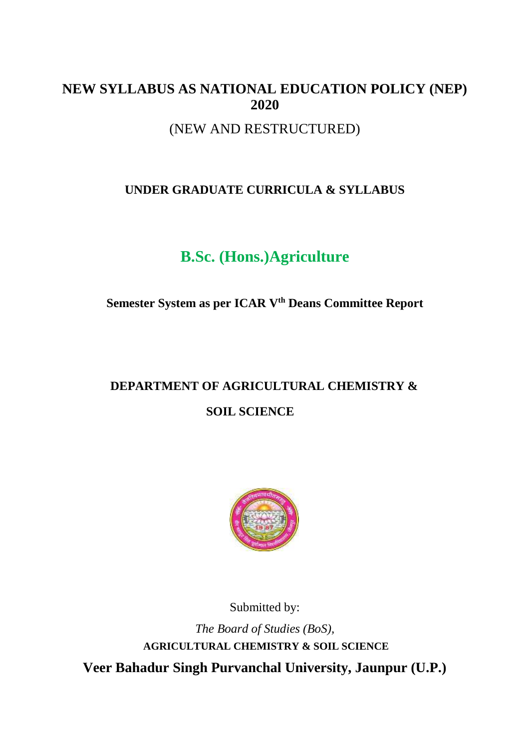# NEW SYLLABUS AS NATIONAL EDUCATION POLICY (NEP) 2020

(NEW AND RESTRUCTURED)

## UNDER GRADUATE CURRICULA & SYLLABUS

## B.Sc. (Hons.)Agriculture

**Semester System as per ICAR V$^{th}$ Deans Committee Report**

## DEPARTMENT OF AGRICULTURAL CHEMISTRY & SOIL SCIENCE

Submitted by:

*The Board of Studies (BoS),*

**AGRICULTURAL CHEMISTRY & SOIL SCIENCE**

**Veer Bahadur Singh Purvanchal University, Jaunpur (U.P.)**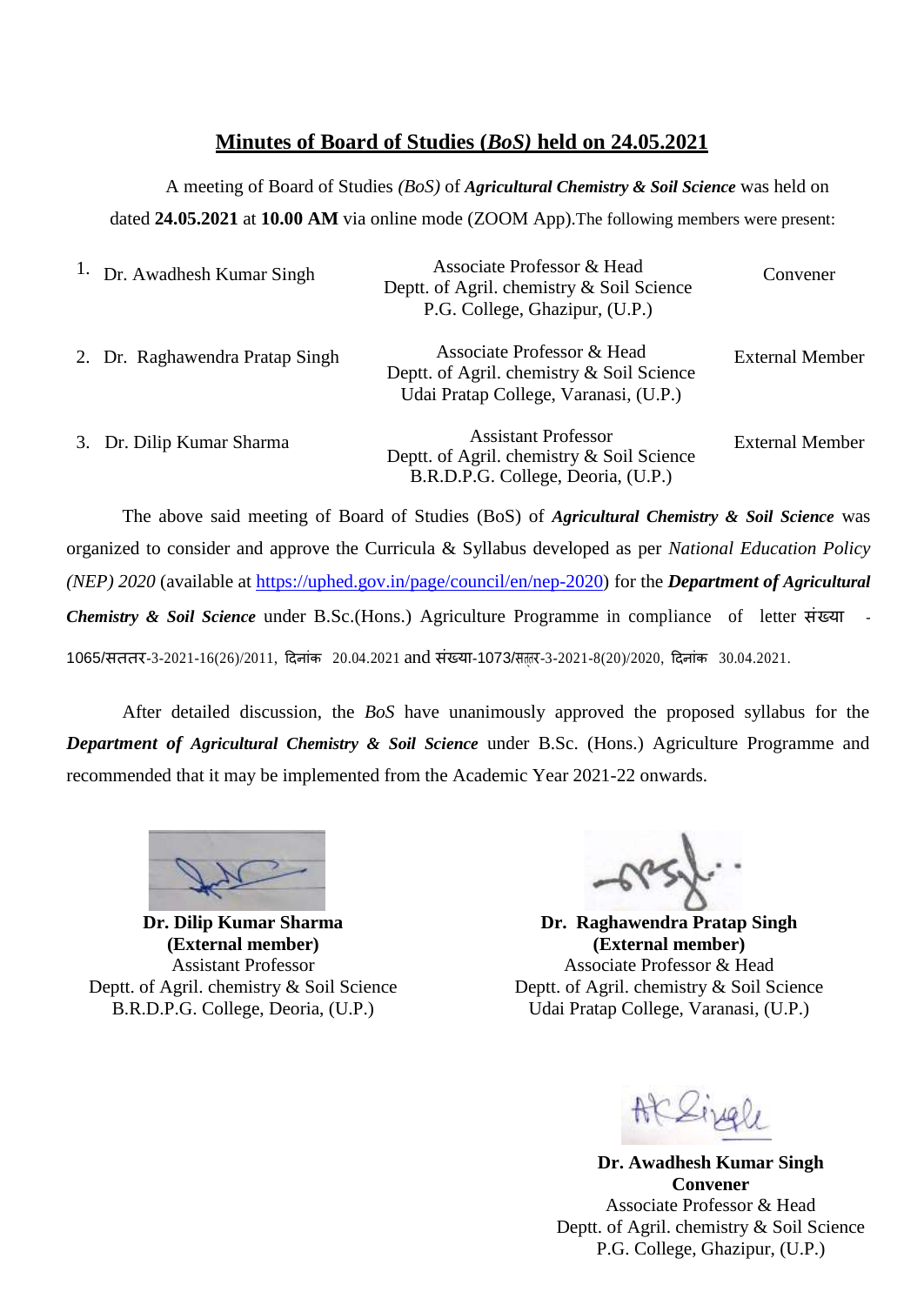# Minutes of Board of Studies (*BoS)* held on 24.05.2021

A meeting of Board of Studies *(BoS)* of ***Agricultural Chemistry & Soil Science*** was held on dated **24.05.2021** at **10.00 AM** via online mode (ZOOM App).The following members were present:

| | | |
|---|---|---|
| 1. Dr. Awadhesh Kumar Singh | Associate Professor & Head<br>Deptt. of Agril. chemistry & Soil Science<br>P.G. College, Ghazipur, (U.P.) | Convener |
| 2. Dr. Raghawendra Pratap Singh | Associate Professor & Head<br>Deptt. of Agril. chemistry & Soil Science<br>Udai Pratap College, Varanasi, (U.P.) | External Member |
| 3. Dr. Dilip Kumar Sharma | Assistant Professor<br>Deptt. of Agril. chemistry & Soil Science<br>B.R.D.P.G. College, Deoria, (U.P.) | External Member |

The above said meeting of Board of Studies (BoS) of ***Agricultural Chemistry & Soil Science*** was organized to consider and approve the Curricula & Syllabus developed as per *National Education Policy (NEP) 2020* (available at https://uphed.gov.in/page/council/en/nep-2020) for the ***Department of Agricultural Chemistry & Soil Science*** under B.Sc.(Hons.) Agriculture Programme in compliance of letter संख्या - 1065/सततर-3-2021-16(26)/2011, दिनांक 20.04.2021 and संख्या-1073/सत्तर-3-2021-8(20)/2020, दिनांक 30.04.2021.

After detailed discussion, the *BoS* have unanimously approved the proposed syllabus for the ***Department of Agricultural Chemistry & Soil Science*** under B.Sc. (Hons.) Agriculture Programme and recommended that it may be implemented from the Academic Year 2021-22 onwards.

**Dr. Dilip Kumar Sharma**
**(External member)**
Assistant Professor
Deptt. of Agril. chemistry & Soil Science
B.R.D.P.G. College, Deoria, (U.P.)

**Dr. Raghawendra Pratap Singh**
**(External member)**
Associate Professor & Head
Deptt. of Agril. chemistry & Soil Science
Udai Pratap College, Varanasi, (U.P.)

**Dr. Awadhesh Kumar Singh**
**Convener**
Associate Professor & Head
Deptt. of Agril. chemistry & Soil Science
P.G. College, Ghazipur, (U.P.)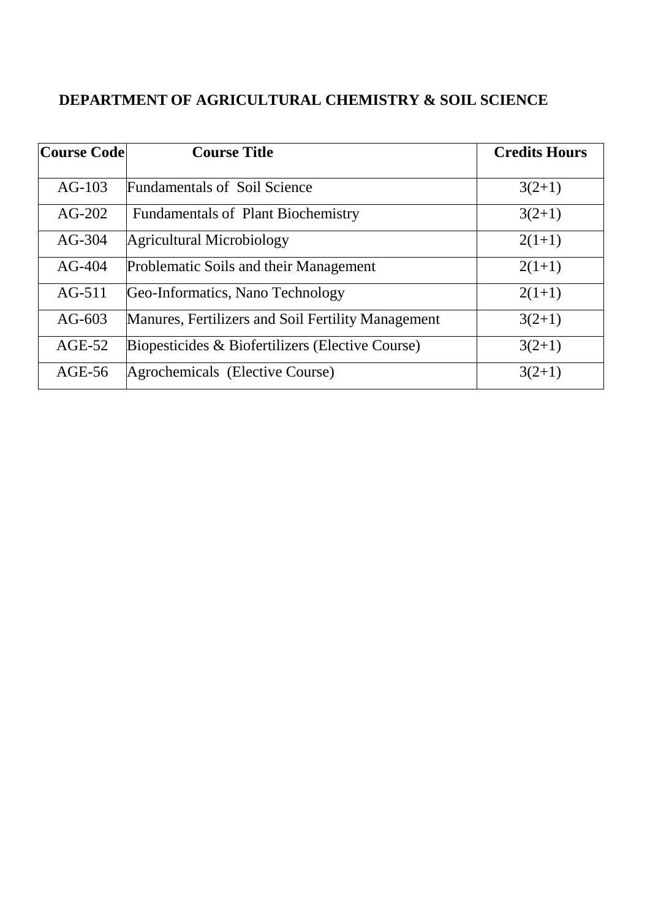## DEPARTMENT OF AGRICULTURAL CHEMISTRY & SOIL SCIENCE

| Course Code | Course Title | Credits Hours |
|---|---|---|
| AG-103 | Fundamentals of Soil Science | 3(2+1) |
| AG-202 | Fundamentals of Plant Biochemistry | 3(2+1) |
| AG-304 | Agricultural Microbiology | 2(1+1) |
| AG-404 | Problematic Soils and their Management | 2(1+1) |
| AG-511 | Geo-Informatics, Nano Technology | 2(1+1) |
| AG-603 | Manures, Fertilizers and Soil Fertility Management | 3(2+1) |
| AGE-52 | Biopesticides & Biofertilizers (Elective Course) | 3(2+1) |
| AGE-56 | Agrochemicals (Elective Course) | 3(2+1) |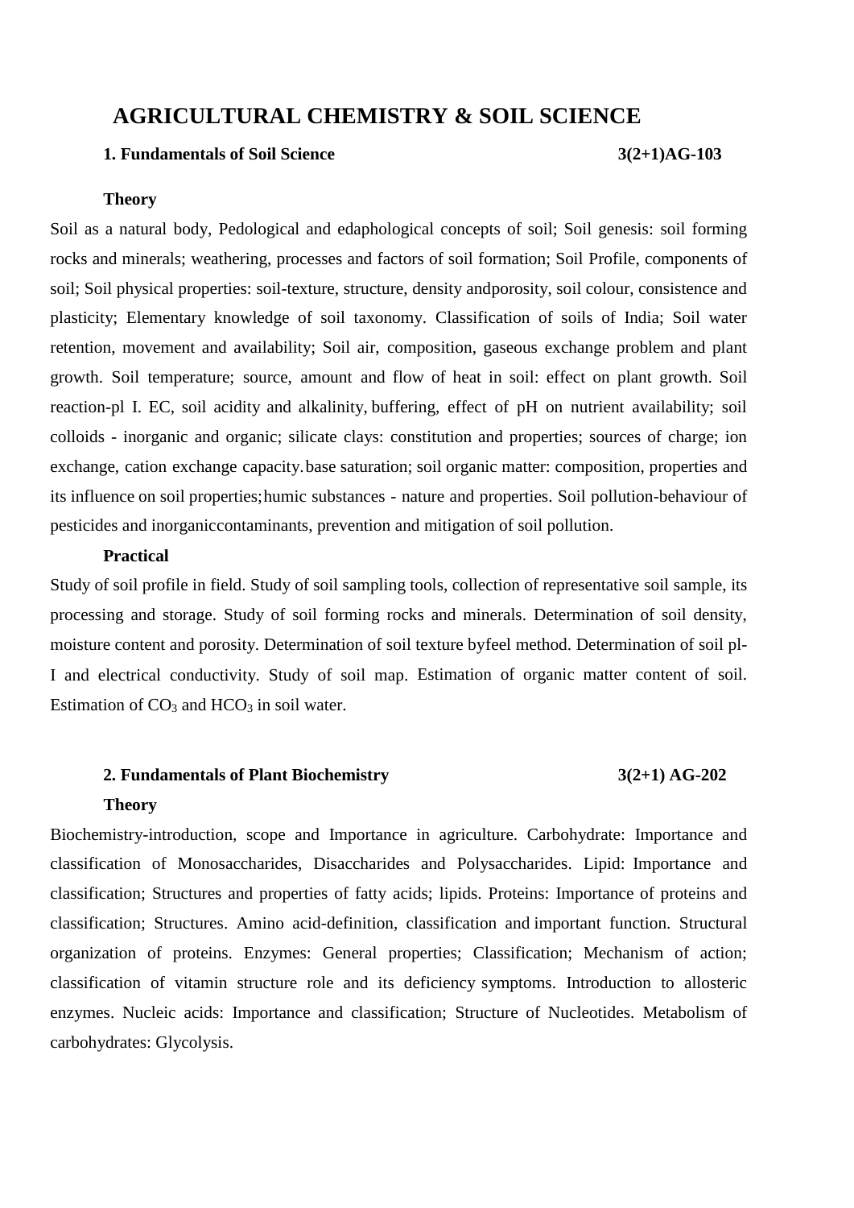# AGRICULTURAL CHEMISTRY & SOIL SCIENCE

## 1. Fundamentals of Soil Science 3(2+1)AG-103

**Theory**

Soil as a natural body, Pedological and edaphological concepts of soil; Soil genesis: soil forming rocks and minerals; weathering, processes and factors of soil formation; Soil Profile, components of soil; Soil physical properties: soil-texture, structure, density andporosity, soil colour, consistence and plasticity; Elementary knowledge of soil taxonomy. Classification of soils of India; Soil water retention, movement and availability; Soil air, composition, gaseous exchange problem and plant growth. Soil temperature; source, amount and flow of heat in soil: effect on plant growth. Soil reaction-pl I. EC, soil acidity and alkalinity, buffering, effect of pH on nutrient availability; soil colloids - inorganic and organic; silicate clays: constitution and properties; sources of charge; ion exchange, cation exchange capacity.base saturation; soil organic matter: composition, properties and its influence on soil properties;humic substances - nature and properties. Soil pollution-behaviour of pesticides and inorganiccontaminants, prevention and mitigation of soil pollution.

**Practical**

Study of soil profile in field. Study of soil sampling tools, collection of representative soil sample, its processing and storage. Study of soil forming rocks and minerals. Determination of soil density, moisture content and porosity. Determination of soil texture byfeel method. Determination of soil pl-I and electrical conductivity. Study of soil map. Estimation of organic matter content of soil. Estimation of $CO_3$ and $HCO_3$ in soil water.

## 2. Fundamentals of Plant Biochemistry 3(2+1) AG-202

**Theory**

Biochemistry-introduction, scope and Importance in agriculture. Carbohydrate: Importance and classification of Monosaccharides, Disaccharides and Polysaccharides. Lipid: Importance and classification; Structures and properties of fatty acids; lipids. Proteins: Importance of proteins and classification; Structures. Amino acid-definition, classification and important function. Structural organization of proteins. Enzymes: General properties; Classification; Mechanism of action; classification of vitamin structure role and its deficiency symptoms. Introduction to allosteric enzymes. Nucleic acids: Importance and classification; Structure of Nucleotides. Metabolism of carbohydrates: Glycolysis.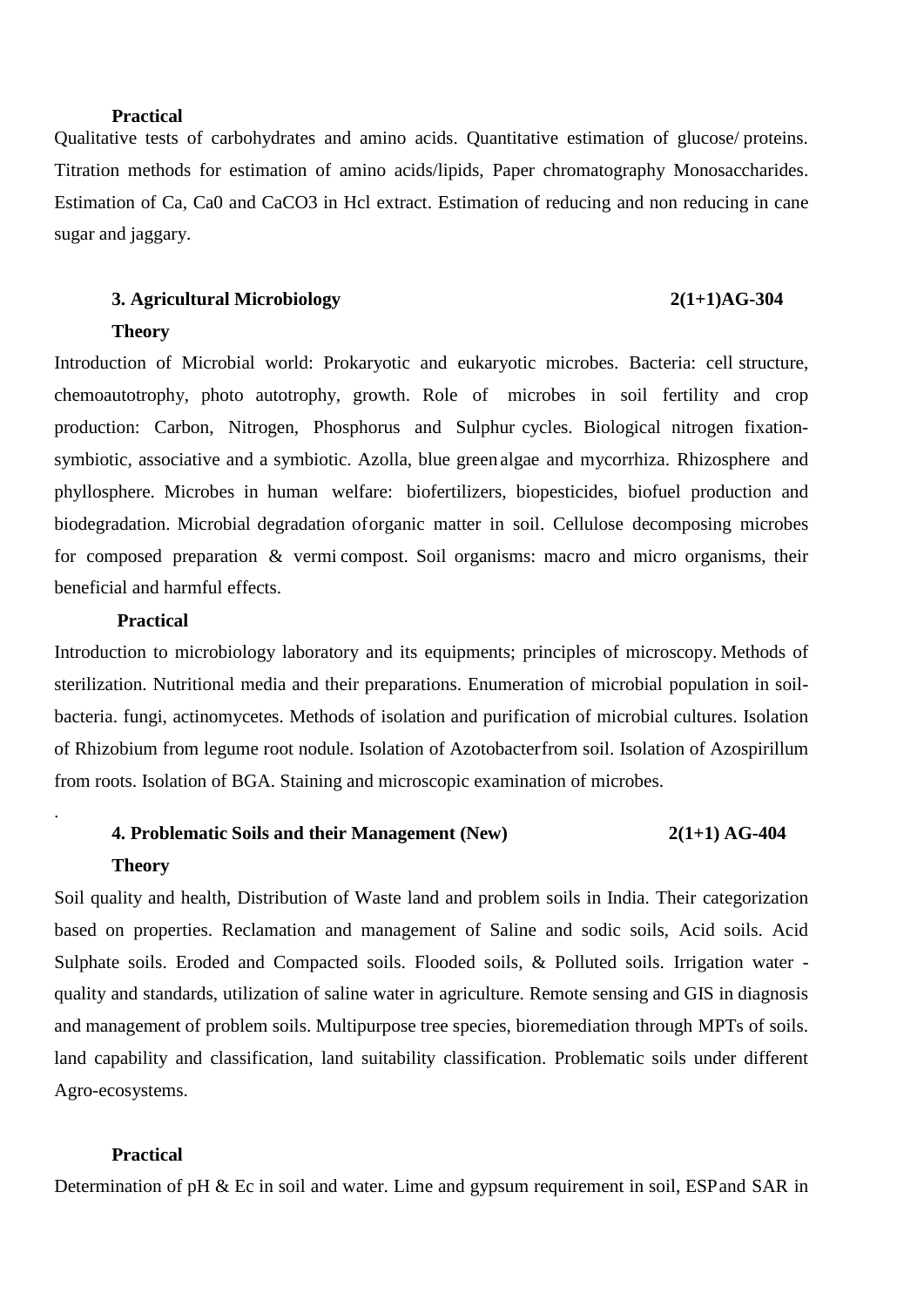**Practical**

Qualitative tests of carbohydrates and amino acids. Quantitative estimation of glucose/ proteins. Titration methods for estimation of amino acids/lipids, Paper chromatography Monosaccharides. Estimation of Ca, Ca0 and $CaCO_3$ in Hcl extract. Estimation of reducing and non reducing in cane sugar and jaggary.

### 3. Agricultural Microbiology 2(1+1)AG-304

**Theory**

Introduction of Microbial world: Prokaryotic and eukaryotic microbes. Bacteria: cell structure, chemoautotrophy, photo autotrophy, growth. Role of microbes in soil fertility and crop production: Carbon, Nitrogen, Phosphorus and Sulphur cycles. Biological nitrogen fixation- symbiotic, associative and a symbiotic. Azolla, blue green algae and mycorrhiza. Rhizosphere and phyllosphere. Microbes in human welfare: biofertilizers, biopesticides, biofuel production and biodegradation. Microbial degradation of organic matter in soil. Cellulose decomposing microbes for composed preparation & vermi compost. Soil organisms: macro and micro organisms, their beneficial and harmful effects.

**Practical**

Introduction to microbiology laboratory and its equipments; principles of microscopy. Methods of sterilization. Nutritional media and their preparations. Enumeration of microbial population in soil- bacteria. fungi, actinomycetes. Methods of isolation and purification of microbial cultures. Isolation of Rhizobium from legume root nodule. Isolation of Azotobacter from soil. Isolation of Azospirillum from roots. Isolation of BGA. Staining and microscopic examination of microbes.

### 4. Problematic Soils and their Management (New) 2(1+1) AG-404

**Theory**

Soil quality and health, Distribution of Waste land and problem soils in India. Their categorization based on properties. Reclamation and management of Saline and sodic soils, Acid soils. Acid Sulphate soils. Eroded and Compacted soils. Flooded soils, & Polluted soils. Irrigation water - quality and standards, utilization of saline water in agriculture. Remote sensing and GIS in diagnosis and management of problem soils. Multipurpose tree species, bioremediation through MPTs of soils. land capability and classification, land suitability classification. Problematic soils under different Agro-ecosystems.

**Practical**

Determination of pH & Ec in soil and water. Lime and gypsum requirement in soil, ESP and SAR in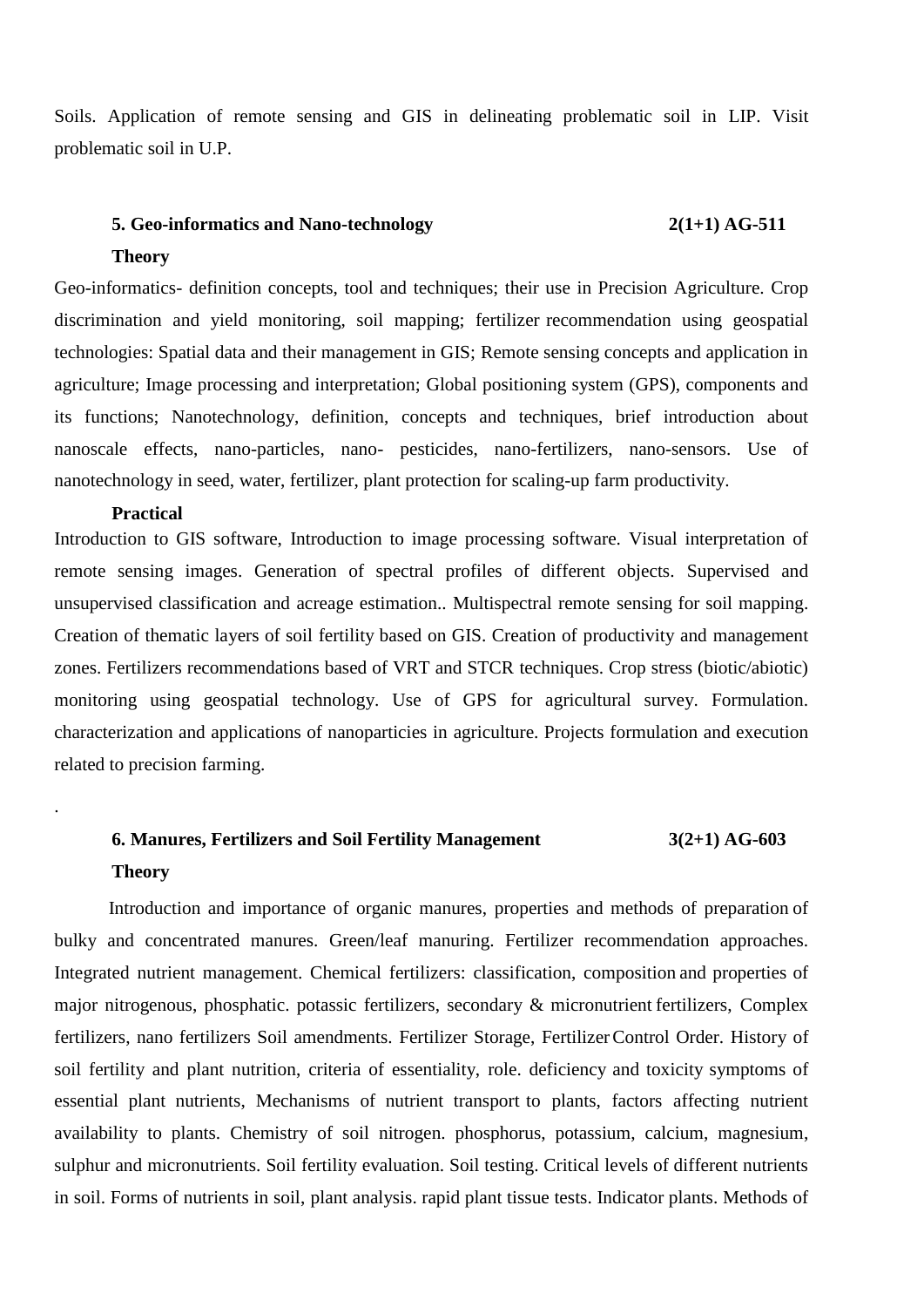Soils. Application of remote sensing and GIS in delineating problematic soil in LIP. Visit problematic soil in U.P.

### 5. Geo-informatics and Nano-technology 2(1+1) AG-511

**Theory**

Geo-informatics- definition concepts, tool and techniques; their use in Precision Agriculture. Crop discrimination and yield monitoring, soil mapping; fertilizer recommendation using geospatial technologies: Spatial data and their management in GIS; Remote sensing concepts and application in agriculture; Image processing and interpretation; Global positioning system (GPS), components and its functions; Nanotechnology, definition, concepts and techniques, brief introduction about nanoscale effects, nano-particles, nano- pesticides, nano-fertilizers, nano-sensors. Use of nanotechnology in seed, water, fertilizer, plant protection for scaling-up farm productivity.

**Practical**

Introduction to GIS software, Introduction to image processing software. Visual interpretation of remote sensing images. Generation of spectral profiles of different objects. Supervised and unsupervised classification and acreage estimation.. Multispectral remote sensing for soil mapping. Creation of thematic layers of soil fertility based on GIS. Creation of productivity and management zones. Fertilizers recommendations based of VRT and STCR techniques. Crop stress (biotic/abiotic) monitoring using geospatial technology. Use of GPS for agricultural survey. Formulation. characterization and applications of nanoparticies in agriculture. Projects formulation and execution related to precision farming.

.

### 6. Manures, Fertilizers and Soil Fertility Management 3(2+1) AG-603

**Theory**

Introduction and importance of organic manures, properties and methods of preparation of bulky and concentrated manures. Green/leaf manuring. Fertilizer recommendation approaches. Integrated nutrient management. Chemical fertilizers: classification, composition and properties of major nitrogenous, phosphatic. potassic fertilizers, secondary & micronutrient fertilizers, Complex fertilizers, nano fertilizers Soil amendments. Fertilizer Storage, Fertilizer Control Order. History of soil fertility and plant nutrition, criteria of essentiality, role. deficiency and toxicity symptoms of essential plant nutrients, Mechanisms of nutrient transport to plants, factors affecting nutrient availability to plants. Chemistry of soil nitrogen. phosphorus, potassium, calcium, magnesium, sulphur and micronutrients. Soil fertility evaluation. Soil testing. Critical levels of different nutrients in soil. Forms of nutrients in soil, plant analysis. rapid plant tissue tests. Indicator plants. Methods of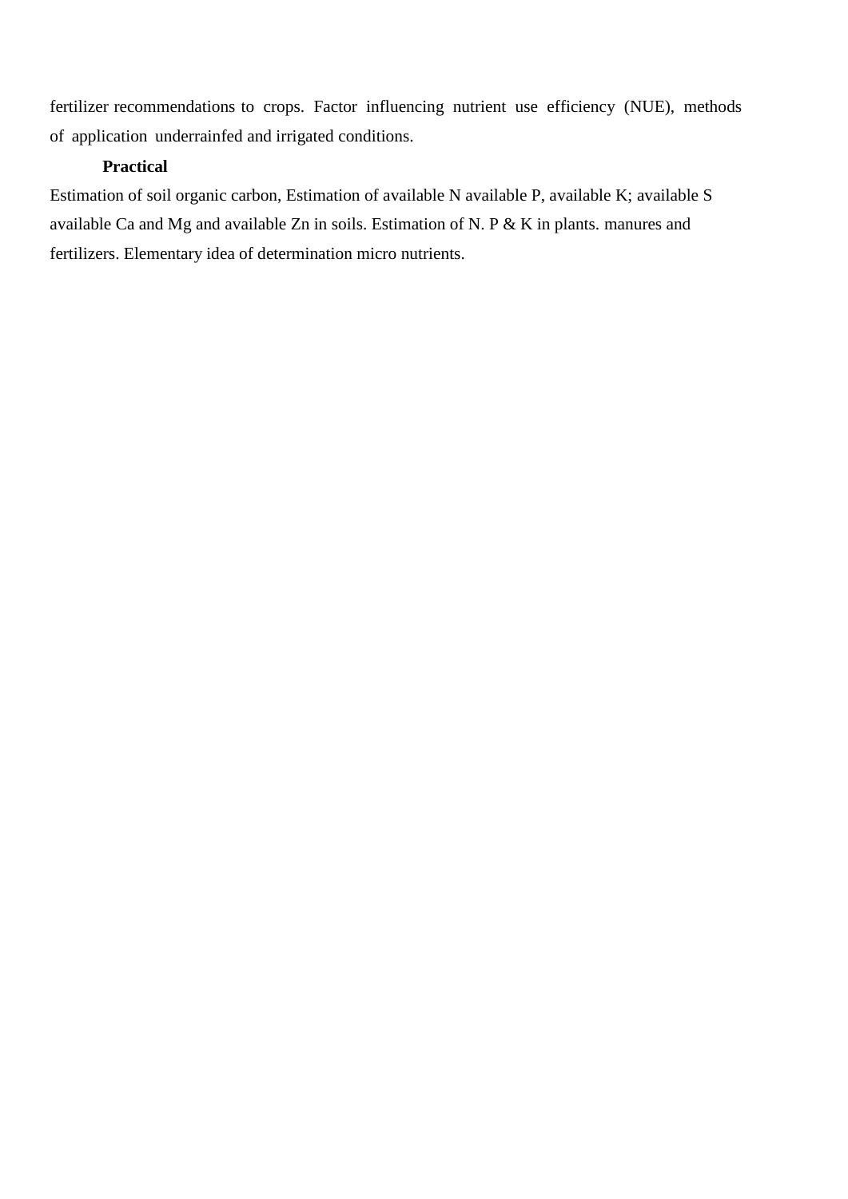fertilizer recommendations to crops. Factor influencing nutrient use efficiency (NUE), methods of application underrainfed and irrigated conditions.

**Practical**

Estimation of soil organic carbon, Estimation of available N available P, available K; available S available Ca and Mg and available Zn in soils. Estimation of N. P & K in plants. manures and fertilizers. Elementary idea of determination micro nutrients.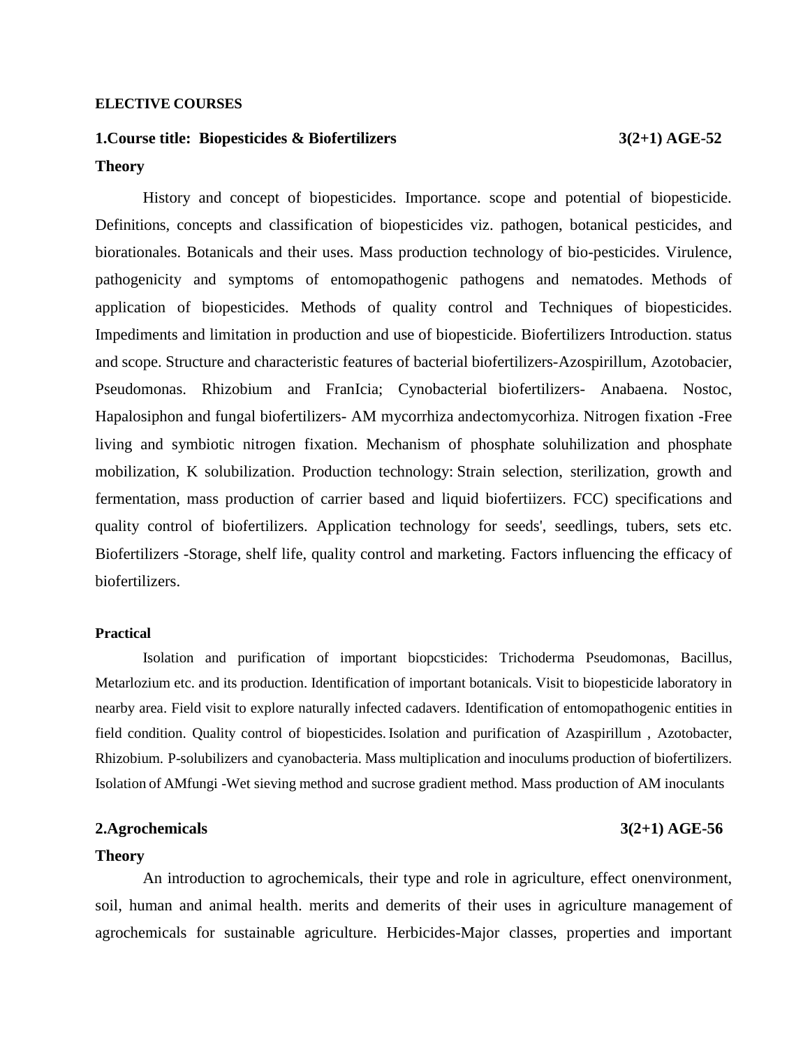**ELECTIVE COURSES**

**1.Course title: Biopesticides & Biofertilizers 3(2+1) AGE-52**

**Theory**

History and concept of biopesticides. Importance. scope and potential of biopesticide. Definitions, concepts and classification of biopesticides viz. pathogen, botanical pesticides, and biorationales. Botanicals and their uses. Mass production technology of bio-pesticides. Virulence, pathogenicity and symptoms of entomopathogenic pathogens and nematodes. Methods of application of biopesticides. Methods of quality control and Techniques of biopesticides. Impediments and limitation in production and use of biopesticide. Biofertilizers Introduction. status and scope. Structure and characteristic features of bacterial biofertilizers-Azospirillum, Azotobacier, Pseudomonas. Rhizobium and FranIcia; Cynobacterial biofertilizers- Anabaena. Nostoc, Hapalosiphon and fungal biofertilizers- AM mycorrhiza andectomycorhiza. Nitrogen fixation -Free living and symbiotic nitrogen fixation. Mechanism of phosphate soluhilization and phosphate mobilization, K solubilization. Production technology: Strain selection, sterilization, growth and fermentation, mass production of carrier based and liquid biofertiizers. FCC) specifications and quality control of biofertilizers. Application technology for seeds', seedlings, tubers, sets etc. Biofertilizers -Storage, shelf life, quality control and marketing. Factors influencing the efficacy of biofertilizers.

**Practical**

Isolation and purification of important biopcsticides: Trichoderma Pseudomonas, Bacillus, Metarlozium etc. and its production. Identification of important botanicals. Visit to biopesticide laboratory in nearby area. Field visit to explore naturally infected cadavers. Identification of entomopathogenic entities in field condition. Quality control of biopesticides. Isolation and purification of Azaspirillum , Azotobacter, Rhizobium. P-solubilizers and cyanobacteria. Mass multiplication and inoculums production of biofertilizers. Isolation of AMfungi -Wet sieving method and sucrose gradient method. Mass production of AM inoculants

**2.Agrochemicals 3(2+1) AGE-56**

**Theory**

An introduction to agrochemicals, their type and role in agriculture, effect onenvironment, soil, human and animal health. merits and demerits of their uses in agriculture management of agrochemicals for sustainable agriculture. Herbicides-Major classes, properties and important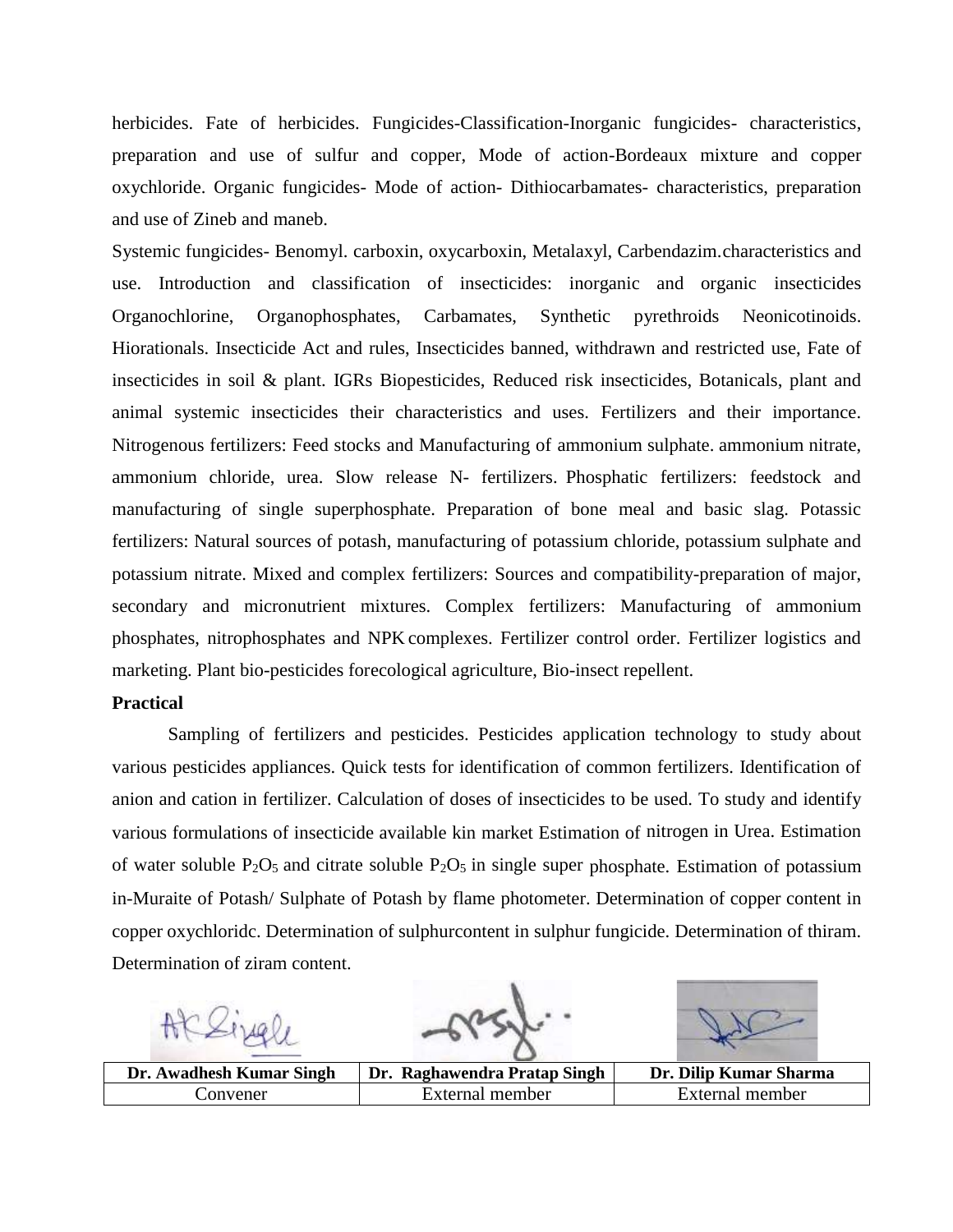herbicides. Fate of herbicides. Fungicides-Classification-Inorganic fungicides- characteristics, preparation and use of sulfur and copper, Mode of action-Bordeaux mixture and copper oxychloride. Organic fungicides- Mode of action- Dithiocarbamates- characteristics, preparation and use of Zineb and maneb.

Systemic fungicides- Benomyl. carboxin, oxycarboxin, Metalaxyl, Carbendazim.characteristics and use. Introduction and classification of insecticides: inorganic and organic insecticides Organochlorine, Organophosphates, Carbamates, Synthetic pyrethroids Neonicotinoids. Hiorationals. Insecticide Act and rules, Insecticides banned, withdrawn and restricted use, Fate of insecticides in soil & plant. IGRs Biopesticides, Reduced risk insecticides, Botanicals, plant and animal systemic insecticides their characteristics and uses. Fertilizers and their importance. Nitrogenous fertilizers: Feed stocks and Manufacturing of ammonium sulphate. ammonium nitrate, ammonium chloride, urea. Slow release N- fertilizers. Phosphatic fertilizers: feedstock and manufacturing of single superphosphate. Preparation of bone meal and basic slag. Potassic fertilizers: Natural sources of potash, manufacturing of potassium chloride, potassium sulphate and potassium nitrate. Mixed and complex fertilizers: Sources and compatibility-preparation of major, secondary and micronutrient mixtures. Complex fertilizers: Manufacturing of ammonium phosphates, nitrophosphates and NPK complexes. Fertilizer control order. Fertilizer logistics and marketing. Plant bio-pesticides forecological agriculture, Bio-insect repellent.

**Practical**

Sampling of fertilizers and pesticides. Pesticides application technology to study about various pesticides appliances. Quick tests for identification of common fertilizers. Identification of anion and cation in fertilizer. Calculation of doses of insecticides to be used. To study and identify various formulations of insecticide available kin market Estimation of nitrogen in Urea. Estimation of water soluble $P_2O_5$ and citrate soluble $P_2O_5$ in single super phosphate. Estimation of potassium in-Muraite of Potash/ Sulphate of Potash by flame photometer. Determination of copper content in copper oxychloridc. Determination of sulphurcontent in sulphur fungicide. Determination of thiram. Determination of ziram content.

| Dr. Awadhesh Kumar Singh | Dr. Raghawendra Pratap Singh | Dr. Dilip Kumar Sharma |
|---|---|---|
| Convener | External member | External member |